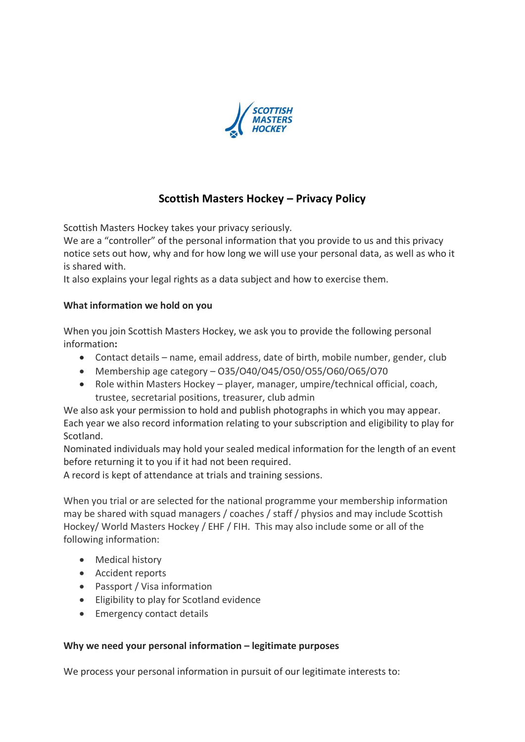# Scottish Masters Hockey – Privacy Policy

Scottish Masters Hockey takes your privacy seriously.
We are a "controller" of the personal information that you provide to us and this privacy notice sets out how, why and for how long we will use your personal data, as well as who it is shared with.
It also explains your legal rights as a data subject and how to exercise them.

**What information we hold on you**

When you join Scottish Masters Hockey, we ask you to provide the following personal information**:**

- Contact details – name, email address, date of birth, mobile number, gender, club
- Membership age category – O35/O40/O45/O50/O55/O60/O65/O70
- Role within Masters Hockey – player, manager, umpire/technical official, coach, trustee, secretarial positions, treasurer, club admin

We also ask your permission to hold and publish photographs in which you may appear.
Each year we also record information relating to your subscription and eligibility to play for Scotland.
Nominated individuals may hold your sealed medical information for the length of an event before returning it to you if it had not been required.
A record is kept of attendance at trials and training sessions.

When you trial or are selected for the national programme your membership information may be shared with squad managers / coaches / staff / physios and may include Scottish Hockey/ World Masters Hockey / EHF / FIH. This may also include some or all of the following information:

- Medical history
- Accident reports
- Passport / Visa information
- Eligibility to play for Scotland evidence
- Emergency contact details

**Why we need your personal information – legitimate purposes**

We process your personal information in pursuit of our legitimate interests to: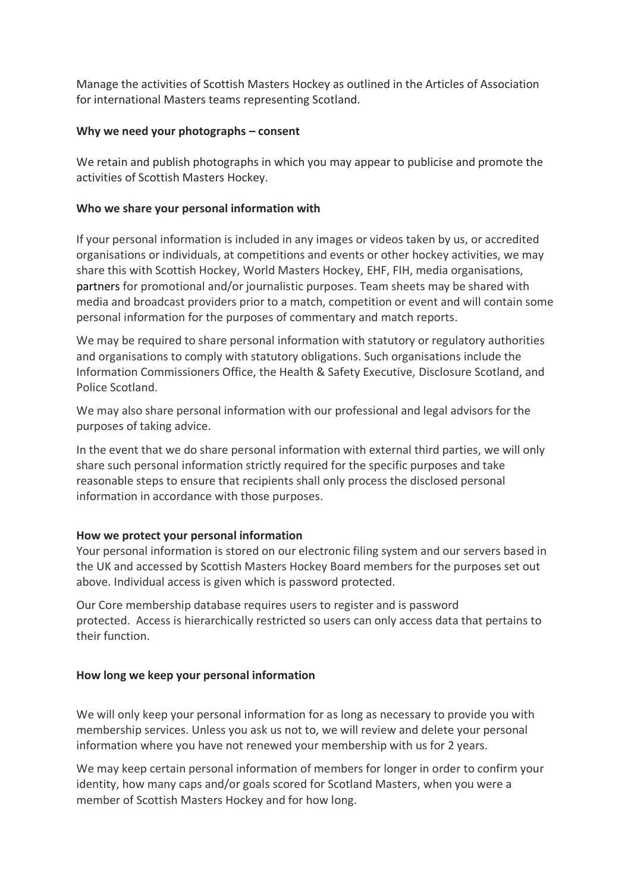Manage the activities of Scottish Masters Hockey as outlined in the Articles of Association for international Masters teams representing Scotland.

**Why we need your photographs – consent**

We retain and publish photographs in which you may appear to publicise and promote the activities of Scottish Masters Hockey.

**Who we share your personal information with**

If your personal information is included in any images or videos taken by us, or accredited organisations or individuals, at competitions and events or other hockey activities, we may share this with Scottish Hockey, World Masters Hockey, EHF, FIH, media organisations, partners for promotional and/or journalistic purposes. Team sheets may be shared with media and broadcast providers prior to a match, competition or event and will contain some personal information for the purposes of commentary and match reports.

We may be required to share personal information with statutory or regulatory authorities and organisations to comply with statutory obligations. Such organisations include the Information Commissioners Office, the Health & Safety Executive, Disclosure Scotland, and Police Scotland.

We may also share personal information with our professional and legal advisors for the purposes of taking advice.

In the event that we do share personal information with external third parties, we will only share such personal information strictly required for the specific purposes and take reasonable steps to ensure that recipients shall only process the disclosed personal information in accordance with those purposes.

**How we protect your personal information**

Your personal information is stored on our electronic filing system and our servers based in the UK and accessed by Scottish Masters Hockey Board members for the purposes set out above. Individual access is given which is password protected.

Our Core membership database requires users to register and is password protected. Access is hierarchically restricted so users can only access data that pertains to their function.

**How long we keep your personal information**

We will only keep your personal information for as long as necessary to provide you with membership services. Unless you ask us not to, we will review and delete your personal information where you have not renewed your membership with us for 2 years.

We may keep certain personal information of members for longer in order to confirm your identity, how many caps and/or goals scored for Scotland Masters, when you were a member of Scottish Masters Hockey and for how long.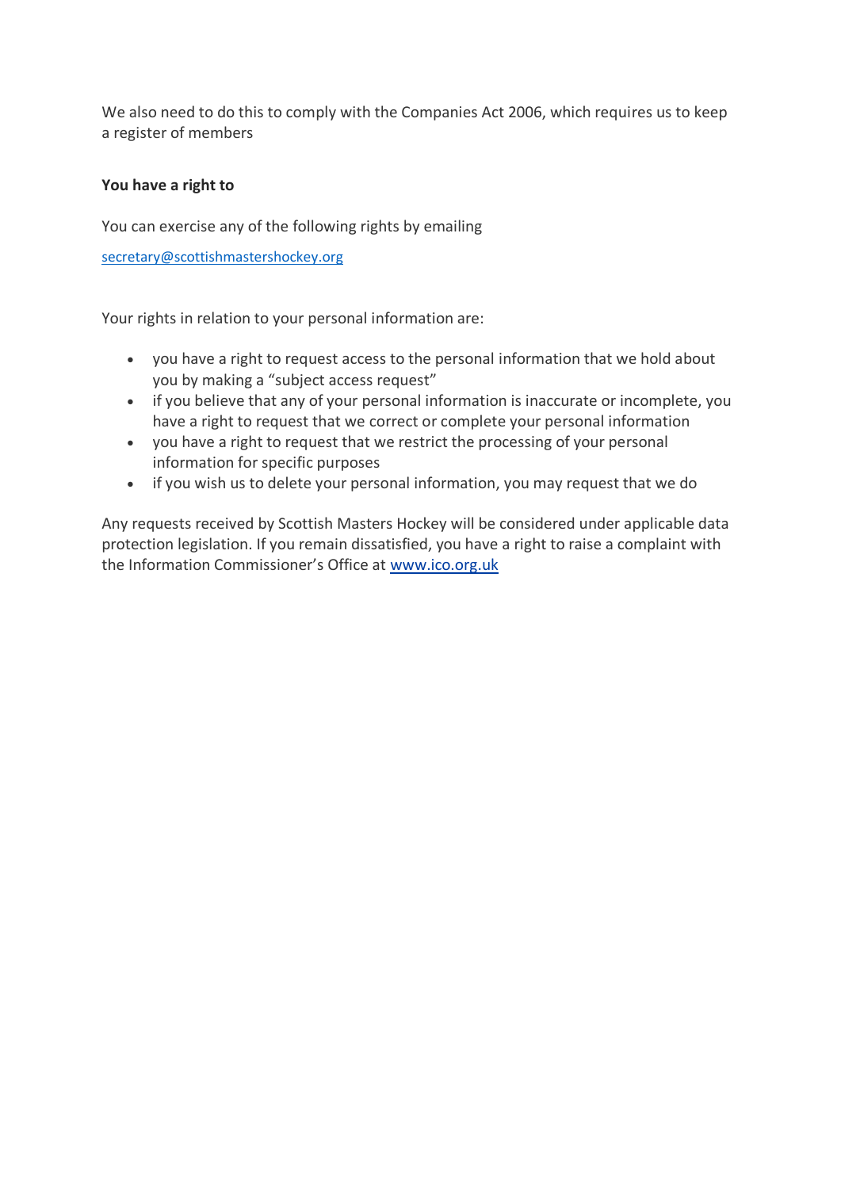We also need to do this to comply with the Companies Act 2006, which requires us to keep a register of members

**You have a right to**

You can exercise any of the following rights by emailing

secretary@scottishmastershockey.org

Your rights in relation to your personal information are:

- you have a right to request access to the personal information that we hold about you by making a "subject access request"
- if you believe that any of your personal information is inaccurate or incomplete, you have a right to request that we correct or complete your personal information
- you have a right to request that we restrict the processing of your personal information for specific purposes
- if you wish us to delete your personal information, you may request that we do

Any requests received by Scottish Masters Hockey will be considered under applicable data protection legislation. If you remain dissatisfied, you have a right to raise a complaint with the Information Commissioner's Office at www.ico.org.uk